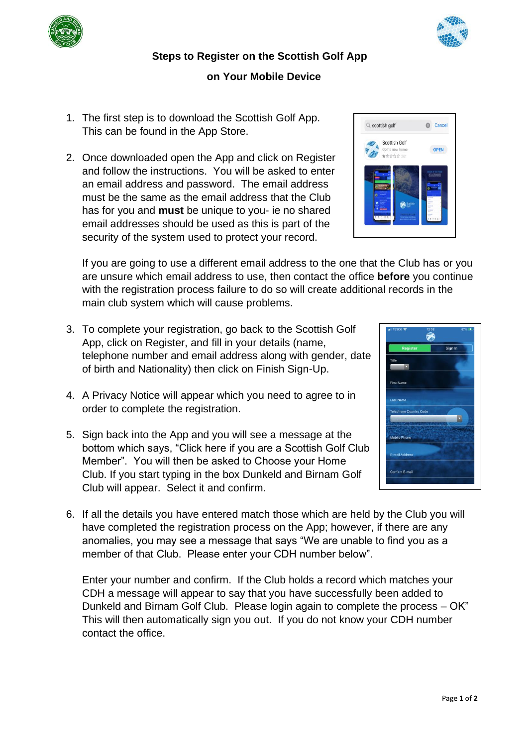# Steps to Register on the Scottish Golf App on Your Mobile Device

1. The first step is to download the Scottish Golf App. This can be found in the App Store.

2. Once downloaded open the App and click on Register and follow the instructions. You will be asked to enter an email address and password. The email address must be the same as the email address that the Club has for you and **must** be unique to you- ie no shared email addresses should be used as this is part of the security of the system used to protect your record.

   If you are going to use a different email address to the one that the Club has or you are unsure which email address to use, then contact the office **before** you continue with the registration process failure to do so will create additional records in the main club system which will cause problems.

3. To complete your registration, go back to the Scottish Golf App, click on Register, and fill in your details (name, telephone number and email address along with gender, date of birth and Nationality) then click on Finish Sign-Up.

4. A Privacy Notice will appear which you need to agree to in order to complete the registration.

5. Sign back into the App and you will see a message at the bottom which says, "Click here if you are a Scottish Golf Club Member". You will then be asked to Choose your Home Club. If you start typing in the box Dunkeld and Birnam Golf Club will appear. Select it and confirm.

6. If all the details you have entered match those which are held by the Club you will have completed the registration process on the App; however, if there are any anomalies, you may see a message that says "We are unable to find you as a member of that Club. Please enter your CDH number below".

   Enter your number and confirm. If the Club holds a record which matches your CDH a message will appear to say that you have successfully been added to Dunkeld and Birnam Golf Club. Please login again to complete the process – OK" This will then automatically sign you out. If you do not know your CDH number contact the office.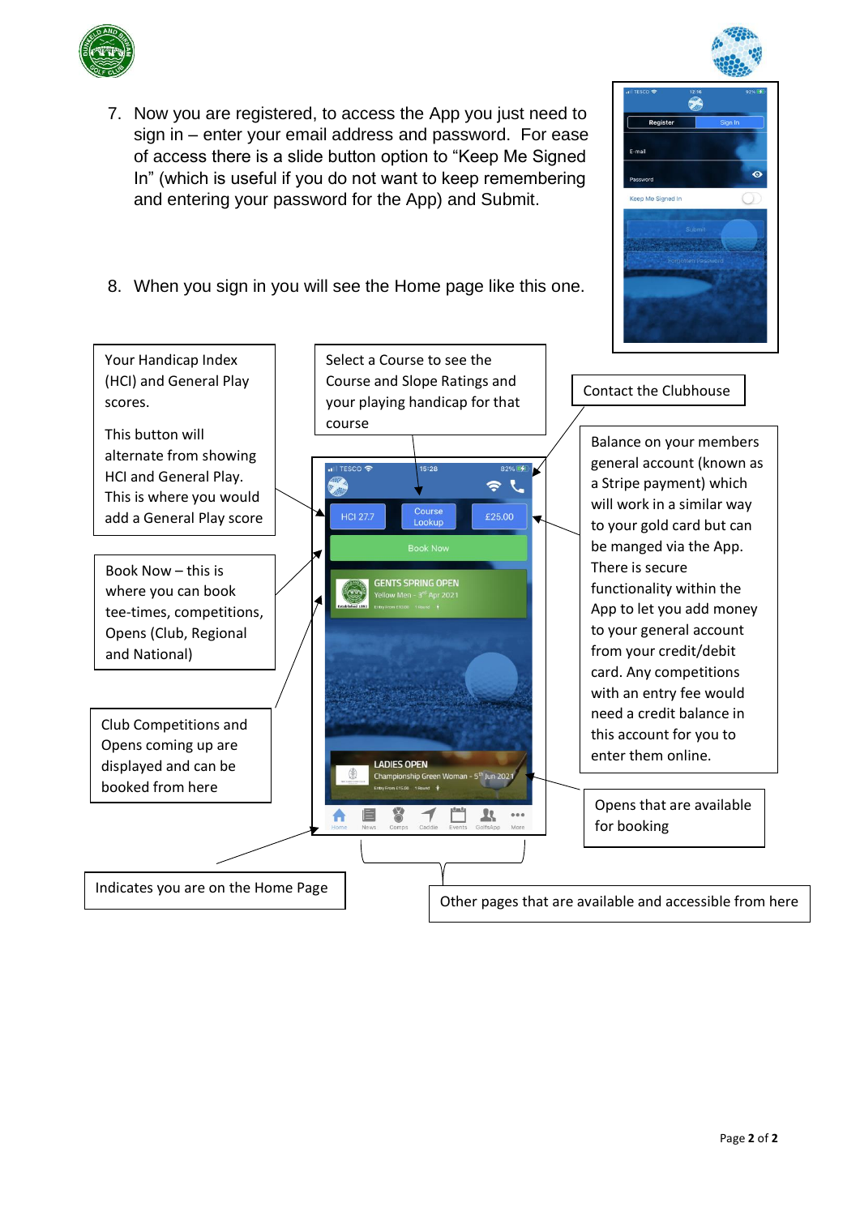7. Now you are registered, to access the App you just need to sign in – enter your email address and password. For ease of access there is a slide button option to "Keep Me Signed In" (which is useful if you do not want to keep remembering and entering your password for the App) and Submit.

8. When you sign in you will see the Home page like this one.

Your Handicap Index (HCI) and General Play scores.

This button will alternate from showing HCI and General Play. This is where you would add a General Play score

Select a Course to see the Course and Slope Ratings and your playing handicap for that course

Contact the Clubhouse

Balance on your members general account (known as a Stripe payment) which will work in a similar way to your gold card but can be manged via the App. There is secure functionality within the App to let you add money to your general account from your credit/debit card. Any competitions with an entry fee would need a credit balance in this account for you to enter them online.

Book Now – this is where you can book tee-times, competitions, Opens (Club, Regional and National)

Club Competitions and Opens coming up are displayed and can be booked from here

Opens that are available for booking

Indicates you are on the Home Page

Other pages that are available and accessible from here